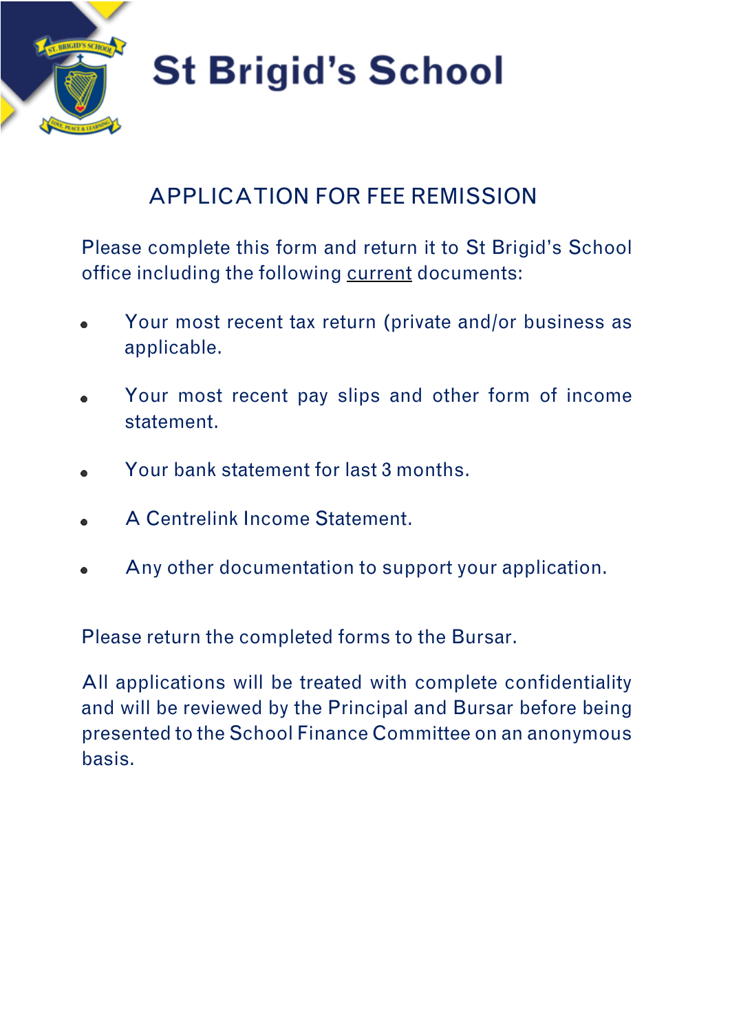# St Brigid's School

## APPLICATION FOR FEE REMISSION

Please complete this form and return it to St Brigid's School office including the following current documents:

- Your most recent tax return (private and/or business as applicable.
- Your most recent pay slips and other form of income statement.
- Your bank statement for last 3 months.
- A Centrelink Income Statement.
- Any other documentation to support your application.

Please return the completed forms to the Bursar.

All applications will be treated with complete confidentiality and will be reviewed by the Principal and Bursar before being presented to the School Finance Committee on an anonymous basis.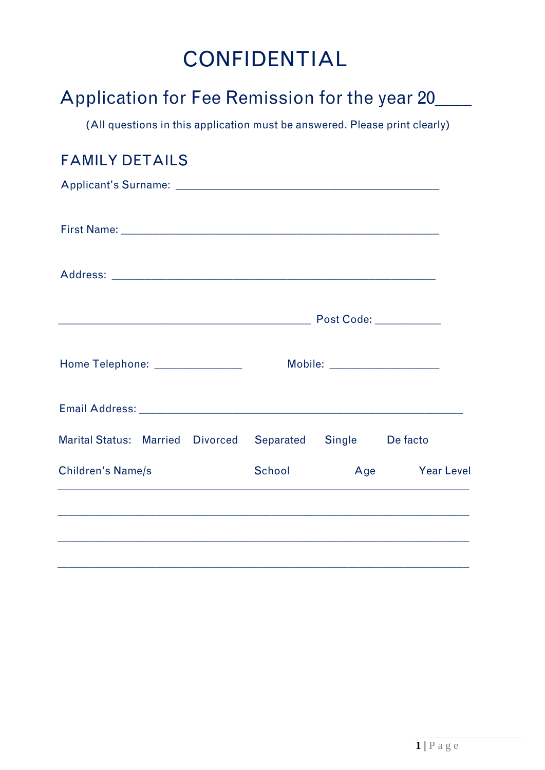# CONFIDENTIAL

## Application for Fee Remission for the year 20____

(All questions in this application must be answered. Please print clearly)

### FAMILY DETAILS

Applicant's Surname: ______________________________________________

First Name: _________________________________________________

Address: __________________________________________________

____________________________________________ Post Code: ___________

Home Telephone: _______________ Mobile: ___________________

Email Address: __________________________________________________

Marital Status: Married Divorced Separated Single De facto

| Children's Name/s | School | Age | Year Level |
|---|---|---|---|
| | | | |
| | | | |
| | | | |
| | | | |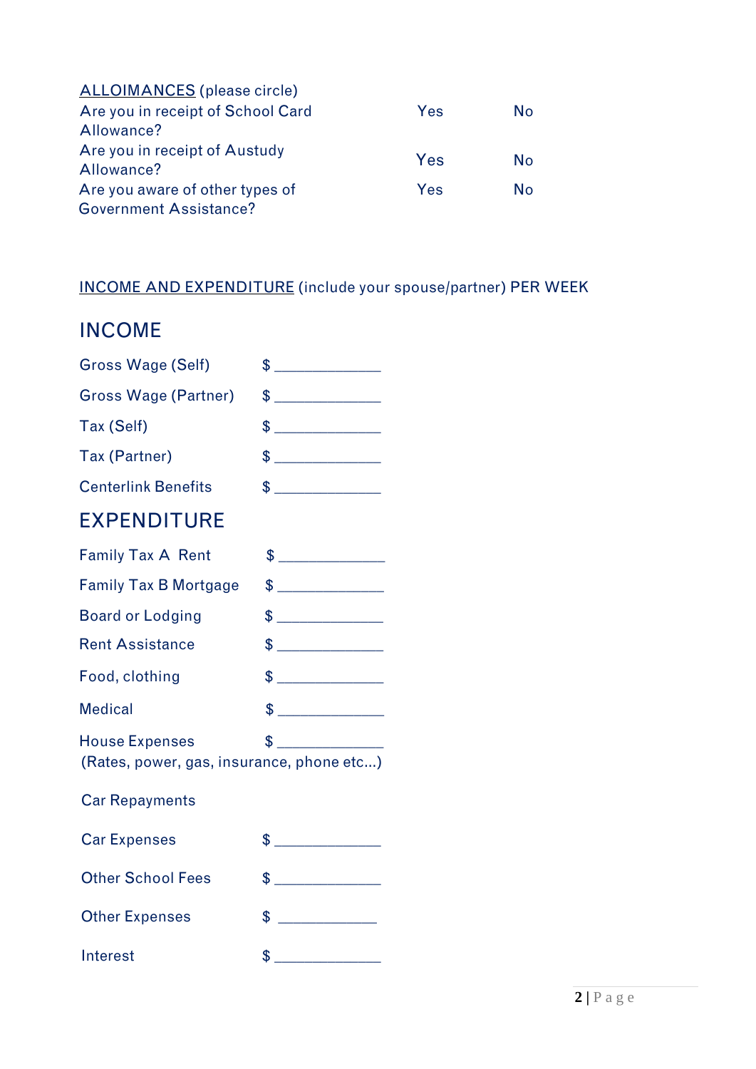<u>ALLOIMANCES</u> (please circle)

| | | |
|---|---|---|
| Are you in receipt of School Card Allowance? | Yes | No |
| Are you in receipt of Austudy Allowance? | Yes | No |
| Are you aware of other types of Government Assistance? | Yes | No |

<u>INCOME AND EXPENDITURE</u> (include your spouse/partner) PER WEEK

## INCOME

Gross Wage (Self) $ ____________

Gross Wage (Partner) $ ____________

Tax (Self) $ ____________

Tax (Partner) $ ____________

Centerlink Benefits $ ____________

## EXPENDITURE

Family Tax A Rent $ ____________

Family Tax B Mortgage $ ____________

Board or Lodging $ ____________

Rent Assistance $ ____________

Food, clothing $ ____________

Medical $ ____________

House Expenses $ ____________
(Rates, power, gas, insurance, phone etc...)

Car Repayments

Car Expenses $ ____________

Other School Fees $ ____________

Other Expenses $ ____________

Interest $ ____________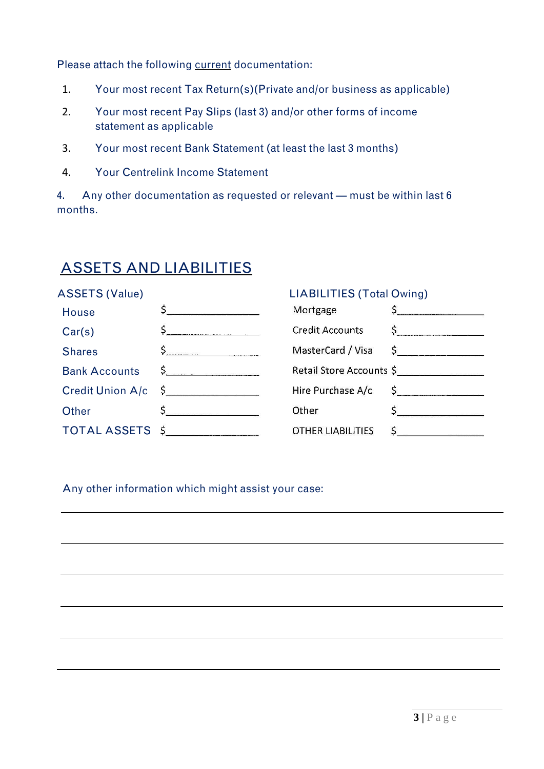Please attach the following current documentation:

1. Your most recent Tax Return(s)(Private and/or business as applicable)
2. Your most recent Pay Slips (last 3) and/or other forms of income statement as applicable
3. Your most recent Bank Statement (at least the last 3 months)
4. Your Centrelink Income Statement

4. Any other documentation as requested or relevant — must be within last 6 months.

## ASSETS AND LIABILITIES

| ASSETS (Value) | | LIABILITIES (Total Owing) | |
|---|---|---|---|
| House | $\_\_\_\_\_\_\_\_\_\_\_\_\_\_\_\_ | Mortgage | $\_\_\_\_\_\_\_\_\_\_\_\_\_\_\_\_ |
| Car(s) | $\_\_\_\_\_\_\_\_\_\_\_\_\_\_\_\_ | Credit Accounts | $\_\_\_\_\_\_\_\_\_\_\_\_\_\_\_\_ |
| Shares | $\_\_\_\_\_\_\_\_\_\_\_\_\_\_\_\_ | MasterCard / Visa | $\_\_\_\_\_\_\_\_\_\_\_\_\_\_\_\_ |
| Bank Accounts | $\_\_\_\_\_\_\_\_\_\_\_\_\_\_\_\_ | Retail Store Accounts | $\_\_\_\_\_\_\_\_\_\_\_\_\_\_\_\_ |
| Credit Union A/c | $\_\_\_\_\_\_\_\_\_\_\_\_\_\_\_\_ | Hire Purchase A/c | $\_\_\_\_\_\_\_\_\_\_\_\_\_\_\_\_ |
| Other | $\_\_\_\_\_\_\_\_\_\_\_\_\_\_\_\_ | Other | $\_\_\_\_\_\_\_\_\_\_\_\_\_\_\_\_ |
| TOTAL ASSETS | $\_\_\_\_\_\_\_\_\_\_\_\_\_\_\_\_ | OTHER LIABILITIES | $\_\_\_\_\_\_\_\_\_\_\_\_\_\_\_\_ |

Any other information which might assist your case:

\_\_\_\_\_\_\_\_\_\_\_\_\_\_\_\_\_\_\_\_\_\_\_\_\_\_\_\_\_\_\_\_\_\_\_\_\_\_\_\_\_\_\_\_\_\_\_\_\_\_\_\_\_\_\_\_\_\_\_\_\_\_\_\_\_\_\_\_\_\_\_\_\_\_\_\_

\_\_\_\_\_\_\_\_\_\_\_\_\_\_\_\_\_\_\_\_\_\_\_\_\_\_\_\_\_\_\_\_\_\_\_\_\_\_\_\_\_\_\_\_\_\_\_\_\_\_\_\_\_\_\_\_\_\_\_\_\_\_\_\_\_\_\_\_\_\_\_\_\_\_\_\_

\_\_\_\_\_\_\_\_\_\_\_\_\_\_\_\_\_\_\_\_\_\_\_\_\_\_\_\_\_\_\_\_\_\_\_\_\_\_\_\_\_\_\_\_\_\_\_\_\_\_\_\_\_\_\_\_\_\_\_\_\_\_\_\_\_\_\_\_\_\_\_\_\_\_\_\_

\_\_\_\_\_\_\_\_\_\_\_\_\_\_\_\_\_\_\_\_\_\_\_\_\_\_\_\_\_\_\_\_\_\_\_\_\_\_\_\_\_\_\_\_\_\_\_\_\_\_\_\_\_\_\_\_\_\_\_\_\_\_\_\_\_\_\_\_\_\_\_\_\_\_\_\_

\_\_\_\_\_\_\_\_\_\_\_\_\_\_\_\_\_\_\_\_\_\_\_\_\_\_\_\_\_\_\_\_\_\_\_\_\_\_\_\_\_\_\_\_\_\_\_\_\_\_\_\_\_\_\_\_\_\_\_\_\_\_\_\_\_\_\_\_\_\_\_\_\_\_\_\_

\_\_\_\_\_\_\_\_\_\_\_\_\_\_\_\_\_\_\_\_\_\_\_\_\_\_\_\_\_\_\_\_\_\_\_\_\_\_\_\_\_\_\_\_\_\_\_\_\_\_\_\_\_\_\_\_\_\_\_\_\_\_\_\_\_\_\_\_\_\_\_\_\_\_\_\_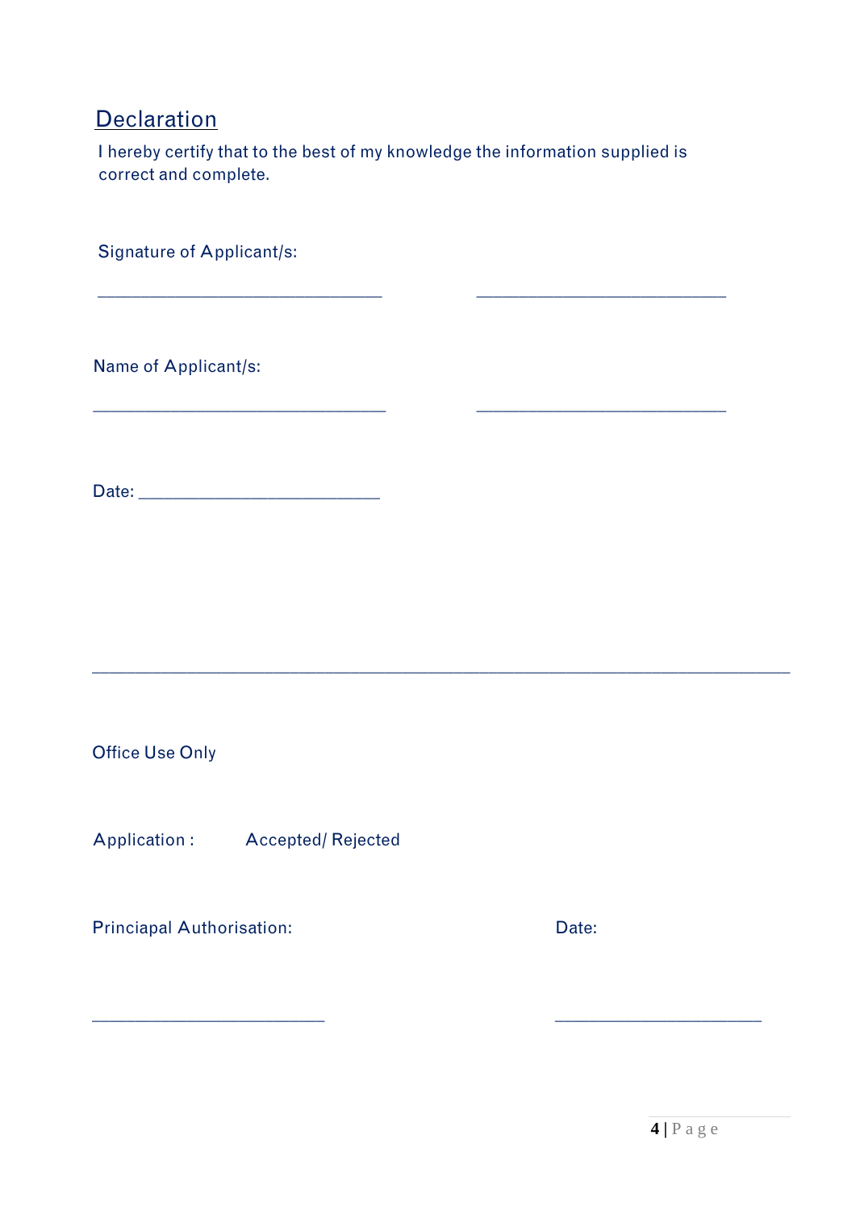## Declaration

I hereby certify that to the best of my knowledge the information supplied is correct and complete.

Signature of Applicant/s:

_______________________________ _______________________________

Name of Applicant/s:

_______________________________ _______________________________

Date: ___________________________

---

Office Use Only

Application : Accepted/ Rejected

Princiapal Authorisation: Date:

_________________________ _________________________